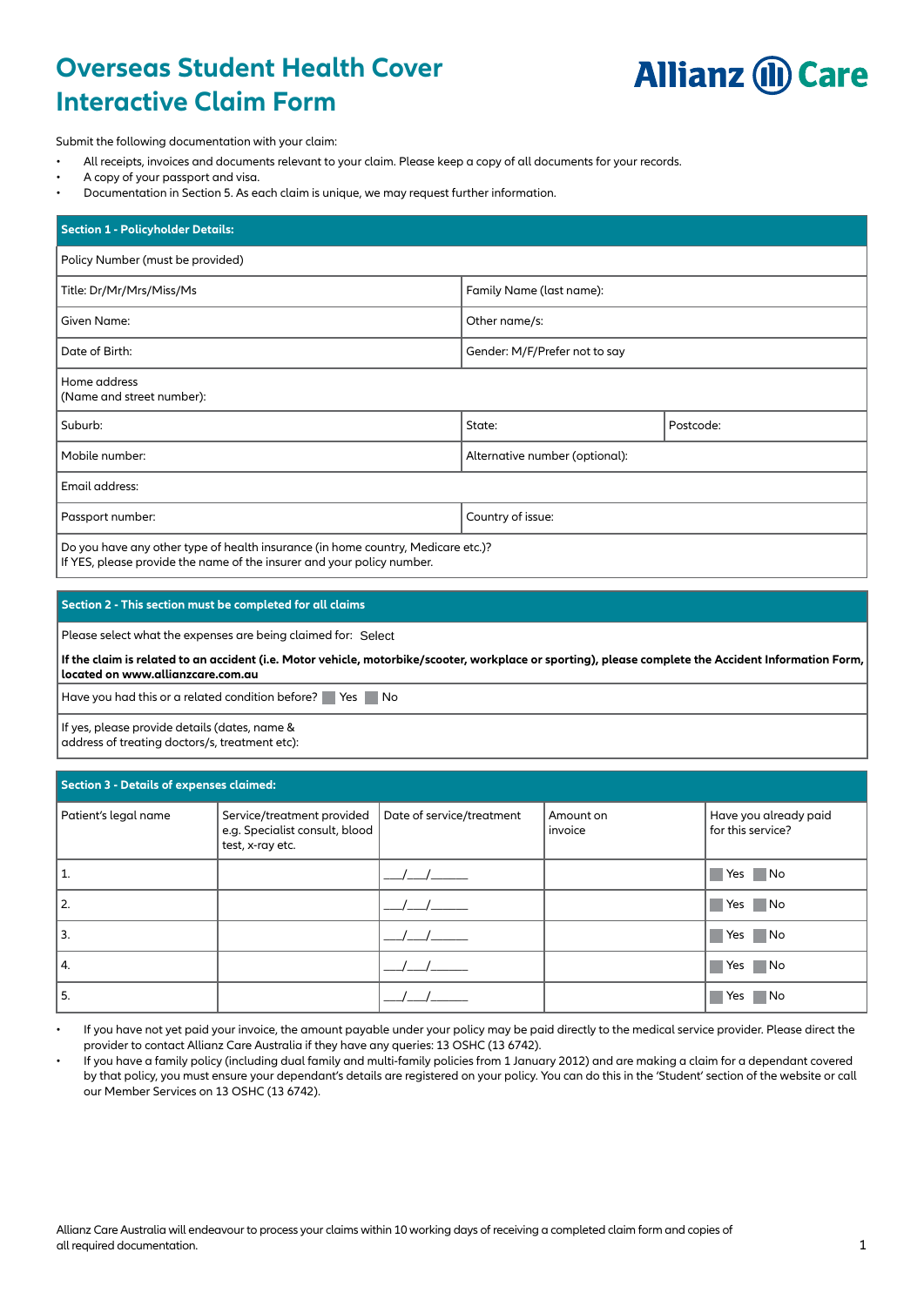# Overseas Student Health Cover Interactive Claim Form

Allianz Care

Submit the following documentation with your claim:

- All receipts, invoices and documents relevant to your claim. Please keep a copy of all documents for your records.
- A copy of your passport and visa.
- Documentation in Section 5. As each claim is unique, we may request further information.

| **Section 1 - Policyholder Details:** | | |
|---|---|---|
| Policy Number (must be provided) | | |
| Title: Dr/Mr/Mrs/Miss/Ms | Family Name (last name): | |
| Given Name: | Other name/s: | |
| Date of Birth: | Gender: M/F/Prefer not to say | |
| Home address (Name and street number): | | |
| Suburb: | State: | Postcode: |
| Mobile number: | Alternative number (optional): | |
| Email address: | | |
| Passport number: | Country of issue: | |
| Do you have any other type of health insurance (in home country, Medicare etc.)? If YES, please provide the name of the insurer and your policy number. | | |

| **Section 2 - This section must be completed for all claims** |
|---|
| Please select what the expenses are being claimed for: Select |
| **If the claim is related to an accident (i.e. Motor vehicle, motorbike/scooter, workplace or sporting), please complete the Accident Information Form, located on www.allianzcare.com.au** |
| Have you had this or a related condition before? ☐ Yes ☐ No |
| If yes, please provide details (dates, name & address of treating doctors/s, treatment etc): |

**Section 3 - Details of expenses claimed:**

| Patient's legal name | Service/treatment provided e.g. Specialist consult, blood test, x-ray etc. | Date of service/treatment | Amount on invoice | Have you already paid for this service? |
|---|---|---|---|---|
| 1. | | ___/___/______ | | ☐ Yes ☐ No |
| 2. | | ___/___/______ | | ☐ Yes ☐ No |
| 3. | | ___/___/______ | | ☐ Yes ☐ No |
| 4. | | ___/___/______ | | ☐ Yes ☐ No |
| 5. | | ___/___/______ | | ☐ Yes ☐ No |

- If you have not yet paid your invoice, the amount payable under your policy may be paid directly to the medical service provider. Please direct the provider to contact Allianz Care Australia if they have any queries: 13 OSHC (13 6742).
- If you have a family policy (including dual family and multi-family policies from 1 January 2012) and are making a claim for a dependant covered by that policy, you must ensure your dependant's details are registered on your policy. You can do this in the 'Student' section of the website or call our Member Services on 13 OSHC (13 6742).

Allianz Care Australia will endeavour to process your claims within 10 working days of receiving a completed claim form and copies of all required documentation.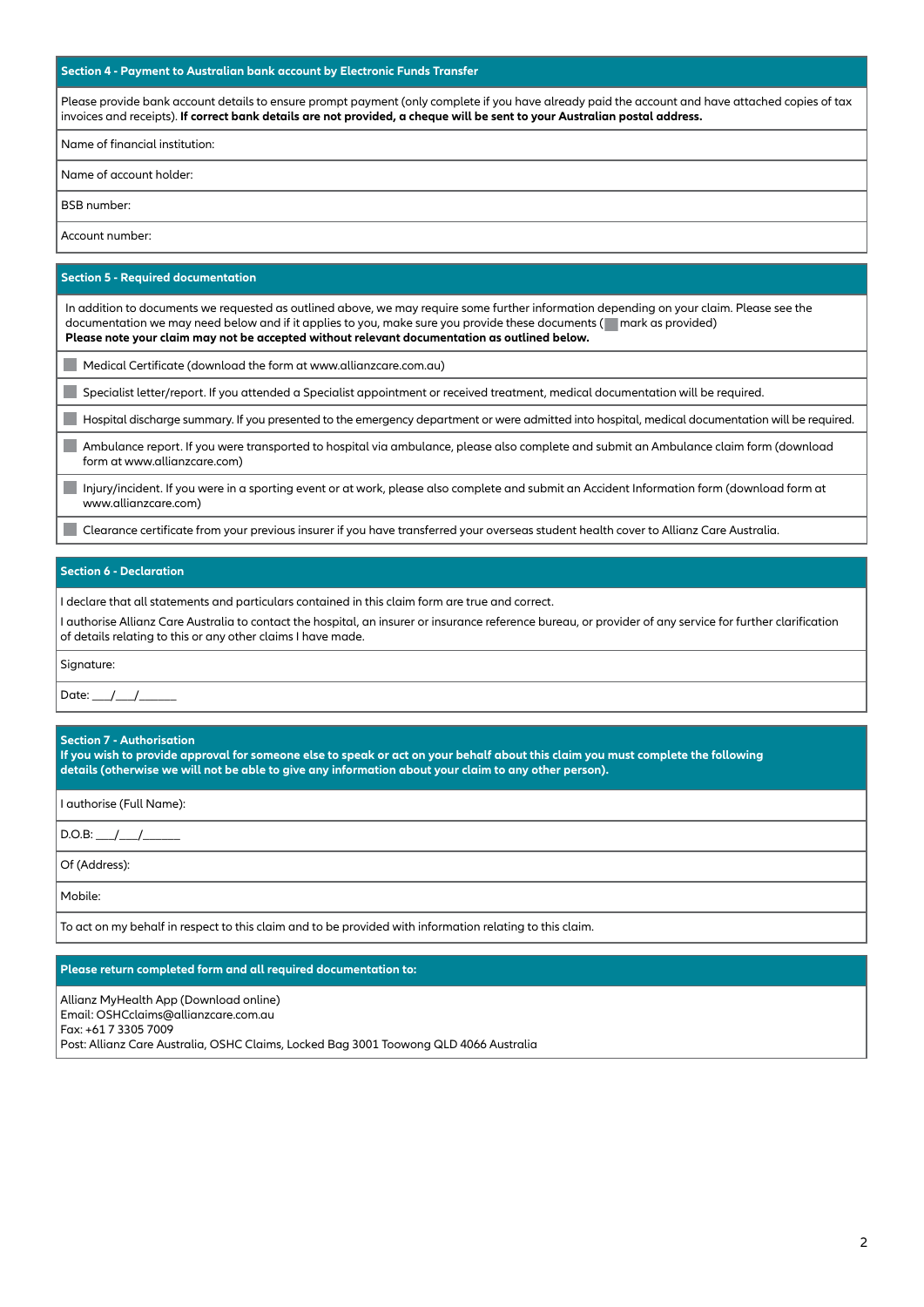## Section 4 - Payment to Australian bank account by Electronic Funds Transfer

Please provide bank account details to ensure prompt payment (only complete if you have already paid the account and have attached copies of tax invoices and receipts). **If correct bank details are not provided, a cheque will be sent to your Australian postal address.**

Name of financial institution:

Name of account holder:

BSB number:

Account number:

## Section 5 - Required documentation

In addition to documents we requested as outlined above, we may require some further information depending on your claim. Please see the documentation we may need below and if it applies to you, make sure you provide these documents (☐ mark as provided)
**Please note your claim may not be accepted without relevant documentation as outlined below.**

- ☐ Medical Certificate (download the form at www.allianzcare.com.au)
- ☐ Specialist letter/report. If you attended a Specialist appointment or received treatment, medical documentation will be required.
- ☐ Hospital discharge summary. If you presented to the emergency department or were admitted into hospital, medical documentation will be required.
- ☐ Ambulance report. If you were transported to hospital via ambulance, please also complete and submit an Ambulance claim form (download form at www.allianzcare.com)
- ☐ Injury/incident. If you were in a sporting event or at work, please also complete and submit an Accident Information form (download form at www.allianzcare.com)
- ☐ Clearance certificate from your previous insurer if you have transferred your overseas student health cover to Allianz Care Australia.

## Section 6 - Declaration

I declare that all statements and particulars contained in this claim form are true and correct.

I authorise Allianz Care Australia to contact the hospital, an insurer or insurance reference bureau, or provider of any service for further clarification of details relating to this or any other claims I have made.

Signature:

Date: ___/___/______

## Section 7 - Authorisation

**If you wish to provide approval for someone else to speak or act on your behalf about this claim you must complete the following details (otherwise we will not be able to give any information about your claim to any other person).**

I authorise (Full Name):

D.O.B: ___/___/______

Of (Address):

Mobile:

To act on my behalf in respect to this claim and to be provided with information relating to this claim.

## Please return completed form and all required documentation to:

Allianz MyHealth App (Download online)
Email: OSHCclaims@allianzcare.com.au
Fax: +61 7 3305 7009
Post: Allianz Care Australia, OSHC Claims, Locked Bag 3001 Toowong QLD 4066 Australia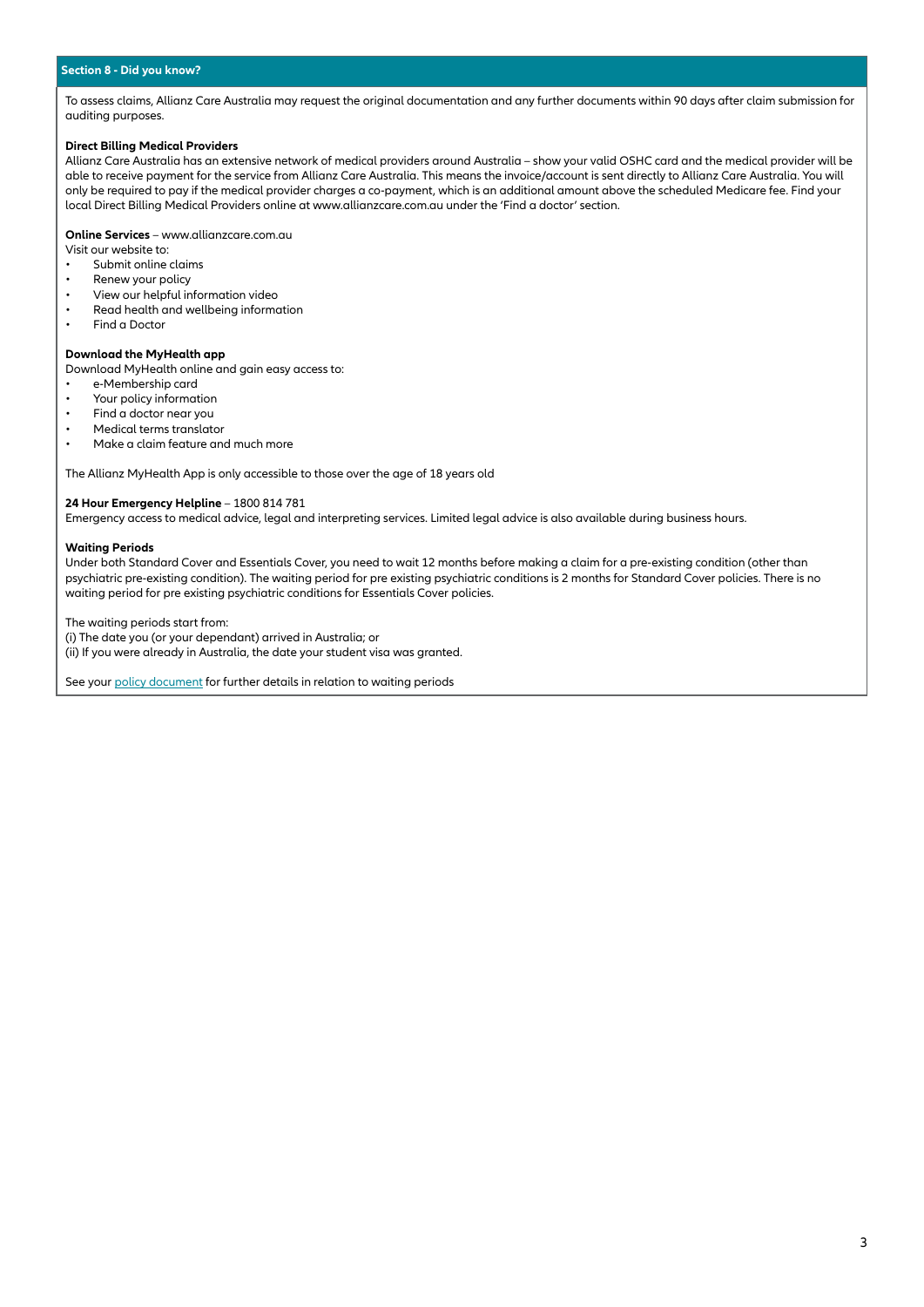## Section 8 - Did you know?

To assess claims, Allianz Care Australia may request the original documentation and any further documents within 90 days after claim submission for auditing purposes.

**Direct Billing Medical Providers**
Allianz Care Australia has an extensive network of medical providers around Australia – show your valid OSHC card and the medical provider will be able to receive payment for the service from Allianz Care Australia. This means the invoice/account is sent directly to Allianz Care Australia. You will only be required to pay if the medical provider charges a co-payment, which is an additional amount above the scheduled Medicare fee. Find your local Direct Billing Medical Providers online at www.allianzcare.com.au under the 'Find a doctor' section.

**Online Services** – www.allianzcare.com.au
Visit our website to:

- Submit online claims
- Renew your policy
- View our helpful information video
- Read health and wellbeing information
- Find a Doctor

**Download the MyHealth app**
Download MyHealth online and gain easy access to:

- e-Membership card
- Your policy information
- Find a doctor near you
- Medical terms translator
- Make a claim feature and much more

The Allianz MyHealth App is only accessible to those over the age of 18 years old

**24 Hour Emergency Helpline** – 1800 814 781
Emergency access to medical advice, legal and interpreting services. Limited legal advice is also available during business hours.

**Waiting Periods**
Under both Standard Cover and Essentials Cover, you need to wait 12 months before making a claim for a pre-existing condition (other than psychiatric pre-existing condition). The waiting period for pre existing psychiatric conditions is 2 months for Standard Cover policies. There is no waiting period for pre existing psychiatric conditions for Essentials Cover policies.

The waiting periods start from:
(i) The date you (or your dependant) arrived in Australia; or
(ii) If you were already in Australia, the date your student visa was granted.

See your policy document for further details in relation to waiting periods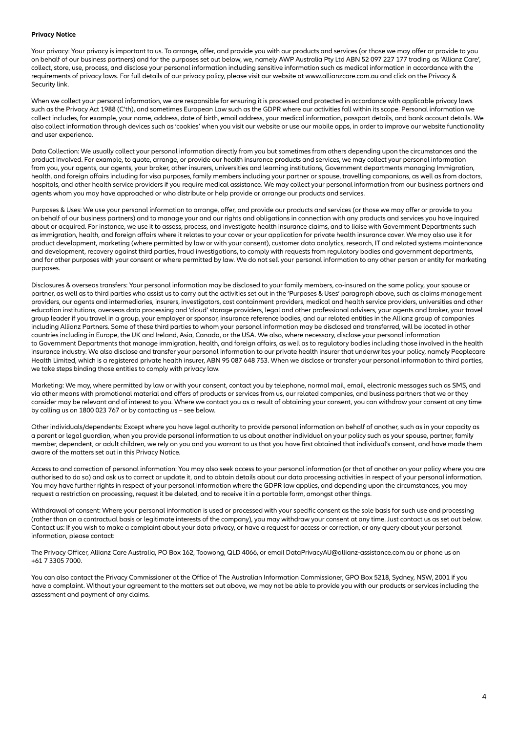**Privacy Notice**

Your privacy: Your privacy is important to us. To arrange, offer, and provide you with our products and services (or those we may offer or provide to you on behalf of our business partners) and for the purposes set out below, we, namely AWP Australia Pty Ltd ABN 52 097 227 177 trading as 'Allianz Care', collect, store, use, process, and disclose your personal information including sensitive information such as medical information in accordance with the requirements of privacy laws. For full details of our privacy policy, please visit our website at www.allianzcare.com.au and click on the Privacy & Security link.

When we collect your personal information, we are responsible for ensuring it is processed and protected in accordance with applicable privacy laws such as the Privacy Act 1988 (C'th), and sometimes European Law such as the GDPR where our activities fall within its scope. Personal information we collect includes, for example, your name, address, date of birth, email address, your medical information, passport details, and bank account details. We also collect information through devices such as 'cookies' when you visit our website or use our mobile apps, in order to improve our website functionality and user experience.

Data Collection: We usually collect your personal information directly from you but sometimes from others depending upon the circumstances and the product involved. For example, to quote, arrange, or provide our health insurance products and services, we may collect your personal information from you, your agents, our agents, your broker, other insurers, universities and learning institutions, Government departments managing Immigration, health, and foreign affairs including for visa purposes, family members including your partner or spouse, travelling companions, as well as from doctors, hospitals, and other health service providers if you require medical assistance. We may collect your personal information from our business partners and agents whom you may have approached or who distribute or help provide or arrange our products and services.

Purposes & Uses: We use your personal information to arrange, offer, and provide our products and services (or those we may offer or provide to you on behalf of our business partners) and to manage your and our rights and obligations in connection with any products and services you have inquired about or acquired. For instance, we use it to assess, process, and investigate health insurance claims, and to liaise with Government Departments such as immigration, health, and foreign affairs where it relates to your cover or your application for private health insurance cover. We may also use it for product development, marketing (where permitted by law or with your consent), customer data analytics, research, IT and related systems maintenance and development, recovery against third parties, fraud investigations, to comply with requests from regulatory bodies and government departments, and for other purposes with your consent or where permitted by law. We do not sell your personal information to any other person or entity for marketing purposes.

Disclosures & overseas transfers: Your personal information may be disclosed to your family members, co-insured on the same policy, your spouse or partner, as well as to third parties who assist us to carry out the activities set out in the 'Purposes & Uses' paragraph above, such as claims management providers, our agents and intermediaries, insurers, investigators, cost containment providers, medical and health service providers, universities and other education institutions, overseas data processing and 'cloud' storage providers, legal and other professional advisers, your agents and broker, your travel group leader if you travel in a group, your employer or sponsor, insurance reference bodies, and our related entities in the Allianz group of companies including Allianz Partners. Some of these third parties to whom your personal information may be disclosed and transferred, will be located in other countries including in Europe, the UK and Ireland, Asia, Canada, or the USA. We also, where necessary, disclose your personal information to Government Departments that manage immigration, health, and foreign affairs, as well as to regulatory bodies including those involved in the health insurance industry. We also disclose and transfer your personal information to our private health insurer that underwrites your policy, namely Peoplecare Health Limited, which is a registered private health insurer, ABN 95 087 648 753. When we disclose or transfer your personal information to third parties, we take steps binding those entities to comply with privacy law.

Marketing: We may, where permitted by law or with your consent, contact you by telephone, normal mail, email, electronic messages such as SMS, and via other means with promotional material and offers of products or services from us, our related companies, and business partners that we or they consider may be relevant and of interest to you. Where we contact you as a result of obtaining your consent, you can withdraw your consent at any time by calling us on 1800 023 767 or by contacting us – see below.

Other individuals/dependents: Except where you have legal authority to provide personal information on behalf of another, such as in your capacity as a parent or legal guardian, when you provide personal information to us about another individual on your policy such as your spouse, partner, family member, dependent, or adult children, we rely on you and you warrant to us that you have first obtained that individual's consent, and have made them aware of the matters set out in this Privacy Notice.

Access to and correction of personal information: You may also seek access to your personal information (or that of another on your policy where you are authorised to do so) and ask us to correct or update it, and to obtain details about our data processing activities in respect of your personal information. You may have further rights in respect of your personal information where the GDPR law applies, and depending upon the circumstances, you may request a restriction on processing, request it be deleted, and to receive it in a portable form, amongst other things.

Withdrawal of consent: Where your personal information is used or processed with your specific consent as the sole basis for such use and processing (rather than on a contractual basis or legitimate interests of the company), you may withdraw your consent at any time. Just contact us as set out below. Contact us: If you wish to make a complaint about your data privacy, or have a request for access or correction, or any query about your personal information, please contact:

The Privacy Officer, Allianz Care Australia, PO Box 162, Toowong, QLD 4066, or email DataPrivacyAU@allianz-assistance.com.au or phone us on +61 7 3305 7000.

You can also contact the Privacy Commissioner at the Office of The Australian Information Commissioner, GPO Box 5218, Sydney, NSW, 2001 if you have a complaint. Without your agreement to the matters set out above, we may not be able to provide you with our products or services including the assessment and payment of any claims.